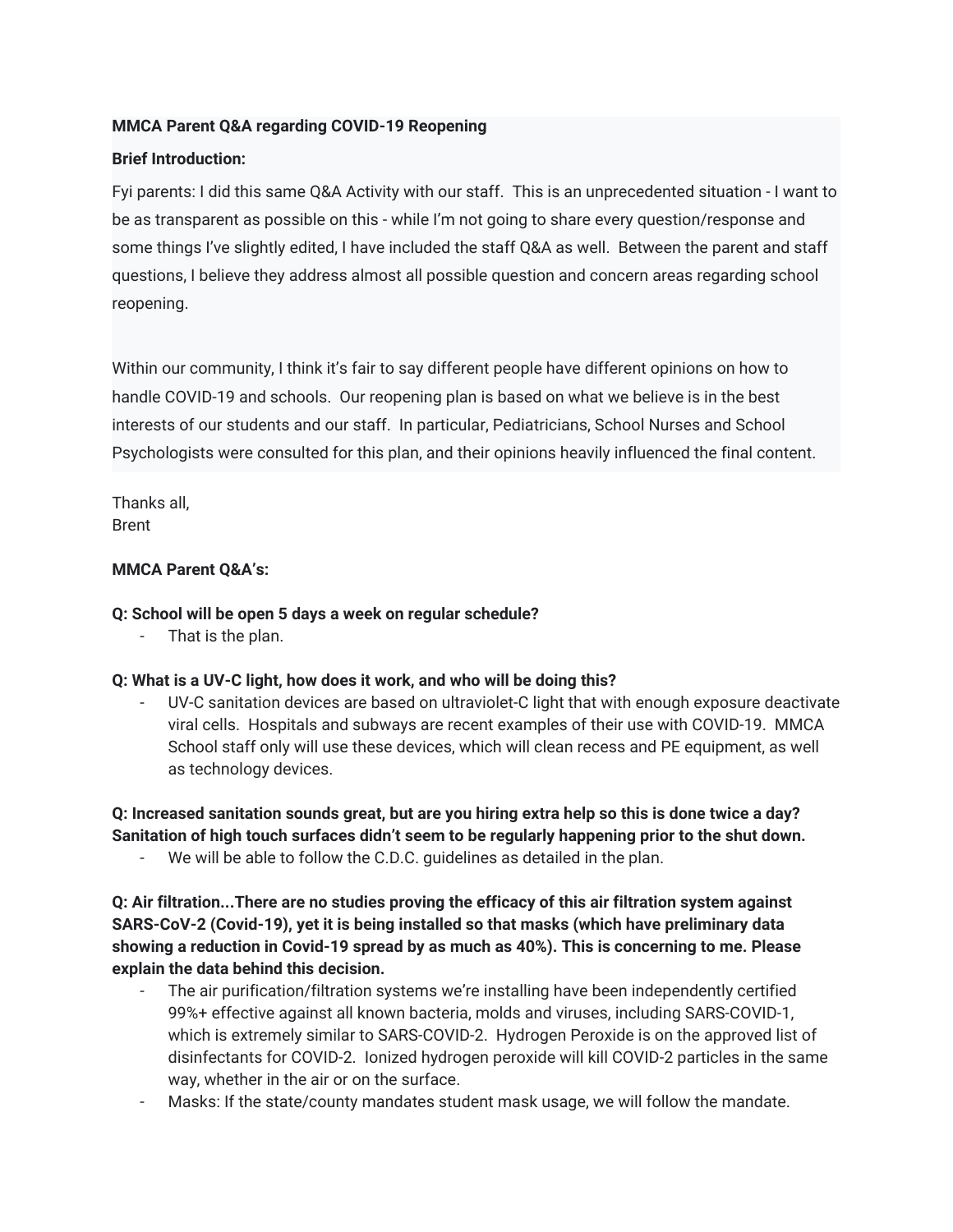**MMCA Parent Q&A regarding COVID-19 Reopening**

**Brief Introduction:**

Fyi parents: I did this same Q&A Activity with our staff. This is an unprecedented situation - I want to be as transparent as possible on this - while I'm not going to share every question/response and some things I've slightly edited, I have included the staff Q&A as well. Between the parent and staff questions, I believe they address almost all possible question and concern areas regarding school reopening.

Within our community, I think it's fair to say different people have different opinions on how to handle COVID-19 and schools. Our reopening plan is based on what we believe is in the best interests of our students and our staff. In particular, Pediatricians, School Nurses and School Psychologists were consulted for this plan, and their opinions heavily influenced the final content.

Thanks all,
Brent

**MMCA Parent Q&A's:**

**Q: School will be open 5 days a week on regular schedule?**

- That is the plan.

**Q: What is a UV-C light, how does it work, and who will be doing this?**

- UV-C sanitation devices are based on ultraviolet-C light that with enough exposure deactivate viral cells. Hospitals and subways are recent examples of their use with COVID-19. MMCA School staff only will use these devices, which will clean recess and PE equipment, as well as technology devices.

**Q: Increased sanitation sounds great, but are you hiring extra help so this is done twice a day? Sanitation of high touch surfaces didn't seem to be regularly happening prior to the shut down.**

- We will be able to follow the C.D.C. guidelines as detailed in the plan.

**Q: Air filtration...There are no studies proving the efficacy of this air filtration system against SARS-CoV-2 (Covid-19), yet it is being installed so that masks (which have preliminary data showing a reduction in Covid-19 spread by as much as 40%). This is concerning to me. Please explain the data behind this decision.**

- The air purification/filtration systems we're installing have been independently certified 99%+ effective against all known bacteria, molds and viruses, including SARS-COVID-1, which is extremely similar to SARS-COVID-2. Hydrogen Peroxide is on the approved list of disinfectants for COVID-2. Ionized hydrogen peroxide will kill COVID-2 particles in the same way, whether in the air or on the surface.
- Masks: If the state/county mandates student mask usage, we will follow the mandate.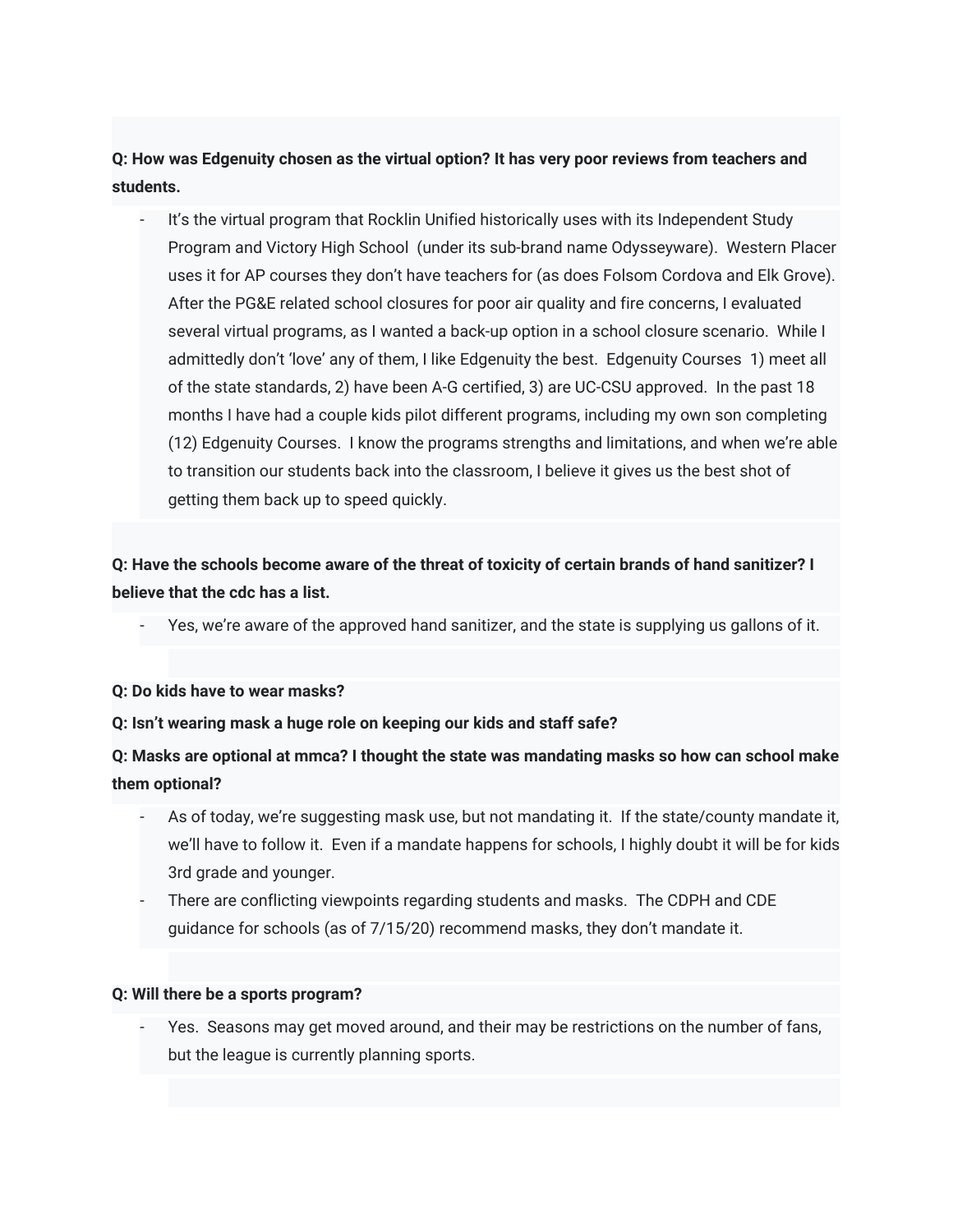**Q: How was Edgenuity chosen as the virtual option? It has very poor reviews from teachers and students.**

- It's the virtual program that Rocklin Unified historically uses with its Independent Study Program and Victory High School (under its sub-brand name Odysseyware). Western Placer uses it for AP courses they don't have teachers for (as does Folsom Cordova and Elk Grove). After the PG&E related school closures for poor air quality and fire concerns, I evaluated several virtual programs, as I wanted a back-up option in a school closure scenario. While I admittedly don't 'love' any of them, I like Edgenuity the best. Edgenuity Courses 1) meet all of the state standards, 2) have been A-G certified, 3) are UC-CSU approved. In the past 18 months I have had a couple kids pilot different programs, including my own son completing (12) Edgenuity Courses. I know the programs strengths and limitations, and when we're able to transition our students back into the classroom, I believe it gives us the best shot of getting them back up to speed quickly.

**Q: Have the schools become aware of the threat of toxicity of certain brands of hand sanitizer? I believe that the cdc has a list.**

- Yes, we're aware of the approved hand sanitizer, and the state is supplying us gallons of it.

**Q: Do kids have to wear masks?**

**Q: Isn't wearing mask a huge role on keeping our kids and staff safe?**

**Q: Masks are optional at mmca? I thought the state was mandating masks so how can school make them optional?**

- As of today, we're suggesting mask use, but not mandating it. If the state/county mandate it, we'll have to follow it. Even if a mandate happens for schools, I highly doubt it will be for kids 3rd grade and younger.
- There are conflicting viewpoints regarding students and masks. The CDPH and CDE guidance for schools (as of 7/15/20) recommend masks, they don't mandate it.

**Q: Will there be a sports program?**

- Yes. Seasons may get moved around, and their may be restrictions on the number of fans, but the league is currently planning sports.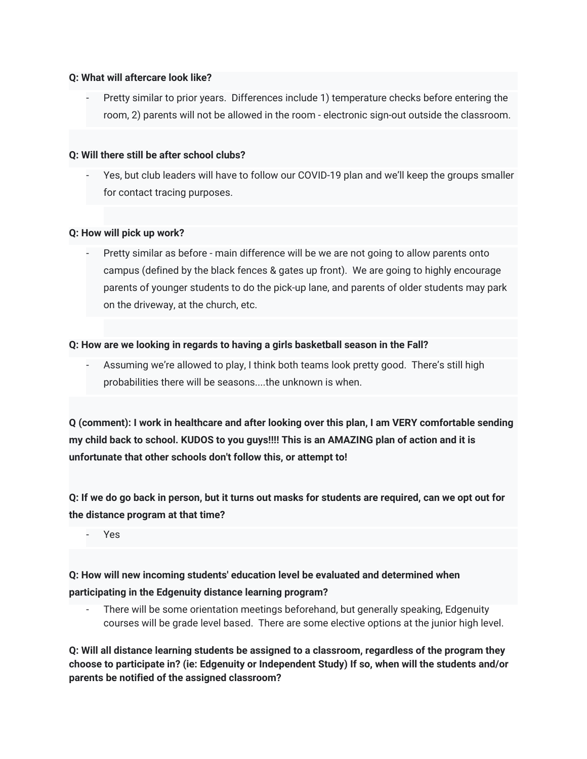**Q: What will aftercare look like?**

- Pretty similar to prior years.  Differences include 1) temperature checks before entering the room, 2) parents will not be allowed in the room - electronic sign-out outside the classroom.

**Q: Will there still be after school clubs?**

- Yes, but club leaders will have to follow our COVID-19 plan and we'll keep the groups smaller for contact tracing purposes.

**Q: How will pick up work?**

- Pretty similar as before - main difference will be we are not going to allow parents onto campus (defined by the black fences & gates up front).  We are going to highly encourage parents of younger students to do the pick-up lane, and parents of older students may park on the driveway, at the church, etc.

**Q: How are we looking in regards to having a girls basketball season in the Fall?**

- Assuming we're allowed to play, I think both teams look pretty good.  There's still high probabilities there will be seasons....the unknown is when.

**Q (comment): I work in healthcare and after looking over this plan, I am VERY comfortable sending my child back to school. KUDOS to you guys!!!! This is an AMAZING plan of action and it is unfortunate that other schools don't follow this, or attempt to!**

**Q: If we do go back in person, but it turns out masks for students are required, can we opt out for the distance program at that time?**

- Yes

**Q: How will new incoming students' education level be evaluated and determined when participating in the Edgenuity distance learning program?**

- There will be some orientation meetings beforehand, but generally speaking, Edgenuity courses will be grade level based.  There are some elective options at the junior high level.

**Q: Will all distance learning students be assigned to a classroom, regardless of the program they choose to participate in? (ie: Edgenuity or Independent Study) If so, when will the students and/or parents be notified of the assigned classroom?**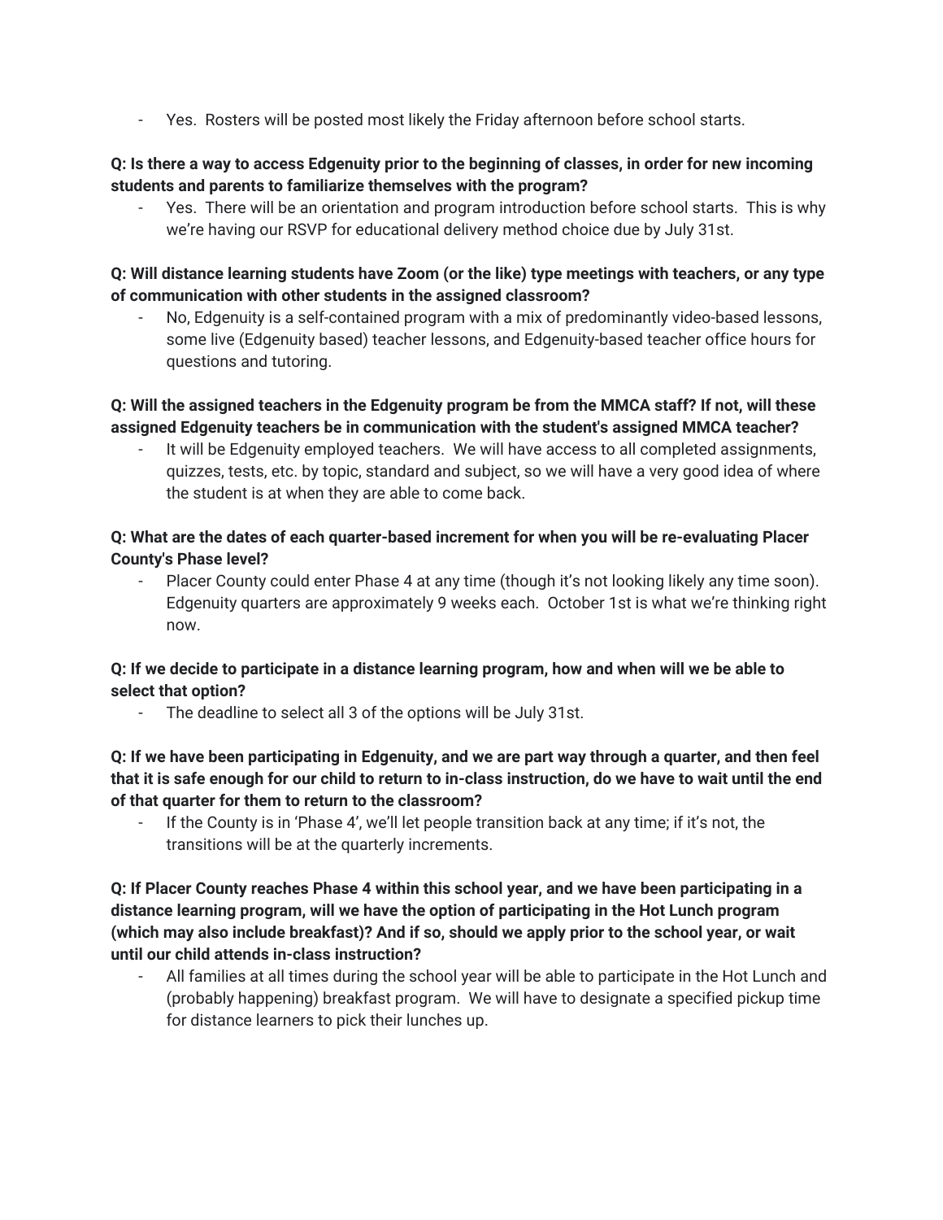- Yes. Rosters will be posted most likely the Friday afternoon before school starts.

**Q: Is there a way to access Edgenuity prior to the beginning of classes, in order for new incoming students and parents to familiarize themselves with the program?**

- Yes. There will be an orientation and program introduction before school starts. This is why we're having our RSVP for educational delivery method choice due by July 31st.

**Q: Will distance learning students have Zoom (or the like) type meetings with teachers, or any type of communication with other students in the assigned classroom?**

- No, Edgenuity is a self-contained program with a mix of predominantly video-based lessons, some live (Edgenuity based) teacher lessons, and Edgenuity-based teacher office hours for questions and tutoring.

**Q: Will the assigned teachers in the Edgenuity program be from the MMCA staff? If not, will these assigned Edgenuity teachers be in communication with the student's assigned MMCA teacher?**

- It will be Edgenuity employed teachers. We will have access to all completed assignments, quizzes, tests, etc. by topic, standard and subject, so we will have a very good idea of where the student is at when they are able to come back.

**Q: What are the dates of each quarter-based increment for when you will be re-evaluating Placer County's Phase level?**

- Placer County could enter Phase 4 at any time (though it's not looking likely any time soon). Edgenuity quarters are approximately 9 weeks each. October 1st is what we're thinking right now.

**Q: If we decide to participate in a distance learning program, how and when will we be able to select that option?**

- The deadline to select all 3 of the options will be July 31st.

**Q: If we have been participating in Edgenuity, and we are part way through a quarter, and then feel that it is safe enough for our child to return to in-class instruction, do we have to wait until the end of that quarter for them to return to the classroom?**

- If the County is in 'Phase 4', we'll let people transition back at any time; if it's not, the transitions will be at the quarterly increments.

**Q: If Placer County reaches Phase 4 within this school year, and we have been participating in a distance learning program, will we have the option of participating in the Hot Lunch program (which may also include breakfast)? And if so, should we apply prior to the school year, or wait until our child attends in-class instruction?**

- All families at all times during the school year will be able to participate in the Hot Lunch and (probably happening) breakfast program. We will have to designate a specified pickup time for distance learners to pick their lunches up.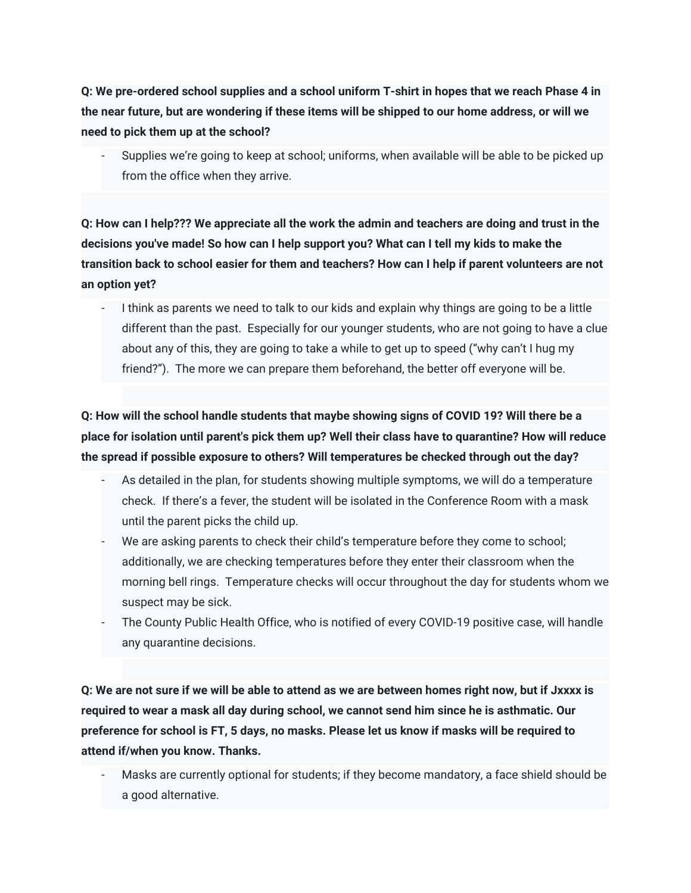**Q: We pre-ordered school supplies and a school uniform T-shirt in hopes that we reach Phase 4 in the near future, but are wondering if these items will be shipped to our home address, or will we need to pick them up at the school?**

- Supplies we're going to keep at school; uniforms, when available will be able to be picked up from the office when they arrive.

**Q: How can I help??? We appreciate all the work the admin and teachers are doing and trust in the decisions you've made! So how can I help support you? What can I tell my kids to make the transition back to school easier for them and teachers? How can I help if parent volunteers are not an option yet?**

- I think as parents we need to talk to our kids and explain why things are going to be a little different than the past. Especially for our younger students, who are not going to have a clue about any of this, they are going to take a while to get up to speed ("why can't I hug my friend?"). The more we can prepare them beforehand, the better off everyone will be.

**Q: How will the school handle students that maybe showing signs of COVID 19? Will there be a place for isolation until parent's pick them up? Well their class have to quarantine? How will reduce the spread if possible exposure to others? Will temperatures be checked through out the day?**

- As detailed in the plan, for students showing multiple symptoms, we will do a temperature check. If there's a fever, the student will be isolated in the Conference Room with a mask until the parent picks the child up.
- We are asking parents to check their child's temperature before they come to school; additionally, we are checking temperatures before they enter their classroom when the morning bell rings. Temperature checks will occur throughout the day for students whom we suspect may be sick.
- The County Public Health Office, who is notified of every COVID-19 positive case, will handle any quarantine decisions.

**Q: We are not sure if we will be able to attend as we are between homes right now, but if Jxxxx is required to wear a mask all day during school, we cannot send him since he is asthmatic. Our preference for school is FT, 5 days, no masks. Please let us know if masks will be required to attend if/when you know. Thanks.**

- Masks are currently optional for students; if they become mandatory, a face shield should be a good alternative.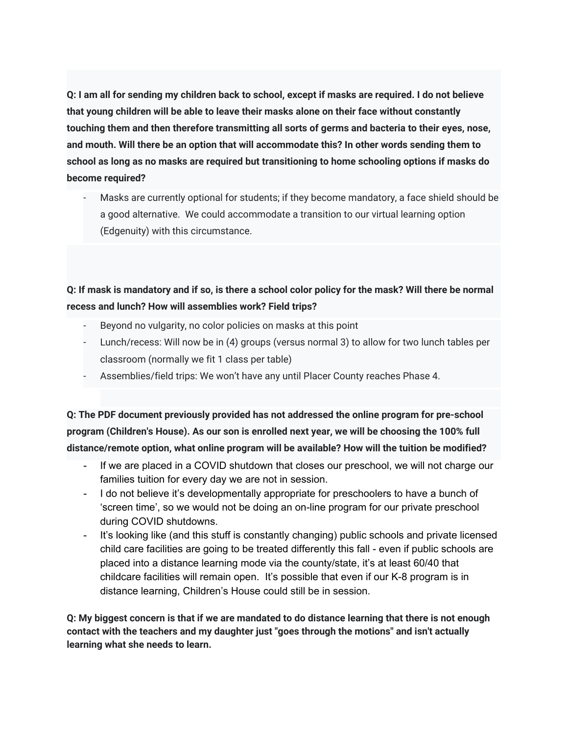**Q: I am all for sending my children back to school, except if masks are required. I do not believe that young children will be able to leave their masks alone on their face without constantly touching them and then therefore transmitting all sorts of germs and bacteria to their eyes, nose, and mouth. Will there be an option that will accommodate this? In other words sending them to school as long as no masks are required but transitioning to home schooling options if masks do become required?**

- Masks are currently optional for students; if they become mandatory, a face shield should be a good alternative. We could accommodate a transition to our virtual learning option (Edgenuity) with this circumstance.

**Q: If mask is mandatory and if so, is there a school color policy for the mask? Will there be normal recess and lunch? How will assemblies work? Field trips?**

- Beyond no vulgarity, no color policies on masks at this point
- Lunch/recess: Will now be in (4) groups (versus normal 3) to allow for two lunch tables per classroom (normally we fit 1 class per table)
- Assemblies/field trips: We won't have any until Placer County reaches Phase 4.

**Q: The PDF document previously provided has not addressed the online program for pre-school program (Children's House). As our son is enrolled next year, we will be choosing the 100% full distance/remote option, what online program will be available? How will the tuition be modified?**

- If we are placed in a COVID shutdown that closes our preschool, we will not charge our families tuition for every day we are not in session.
- I do not believe it's developmentally appropriate for preschoolers to have a bunch of 'screen time', so we would not be doing an on-line program for our private preschool during COVID shutdowns.
- It's looking like (and this stuff is constantly changing) public schools and private licensed child care facilities are going to be treated differently this fall - even if public schools are placed into a distance learning mode via the county/state, it's at least 60/40 that childcare facilities will remain open. It's possible that even if our K-8 program is in distance learning, Children's House could still be in session.

**Q: My biggest concern is that if we are mandated to do distance learning that there is not enough contact with the teachers and my daughter just "goes through the motions" and isn't actually learning what she needs to learn.**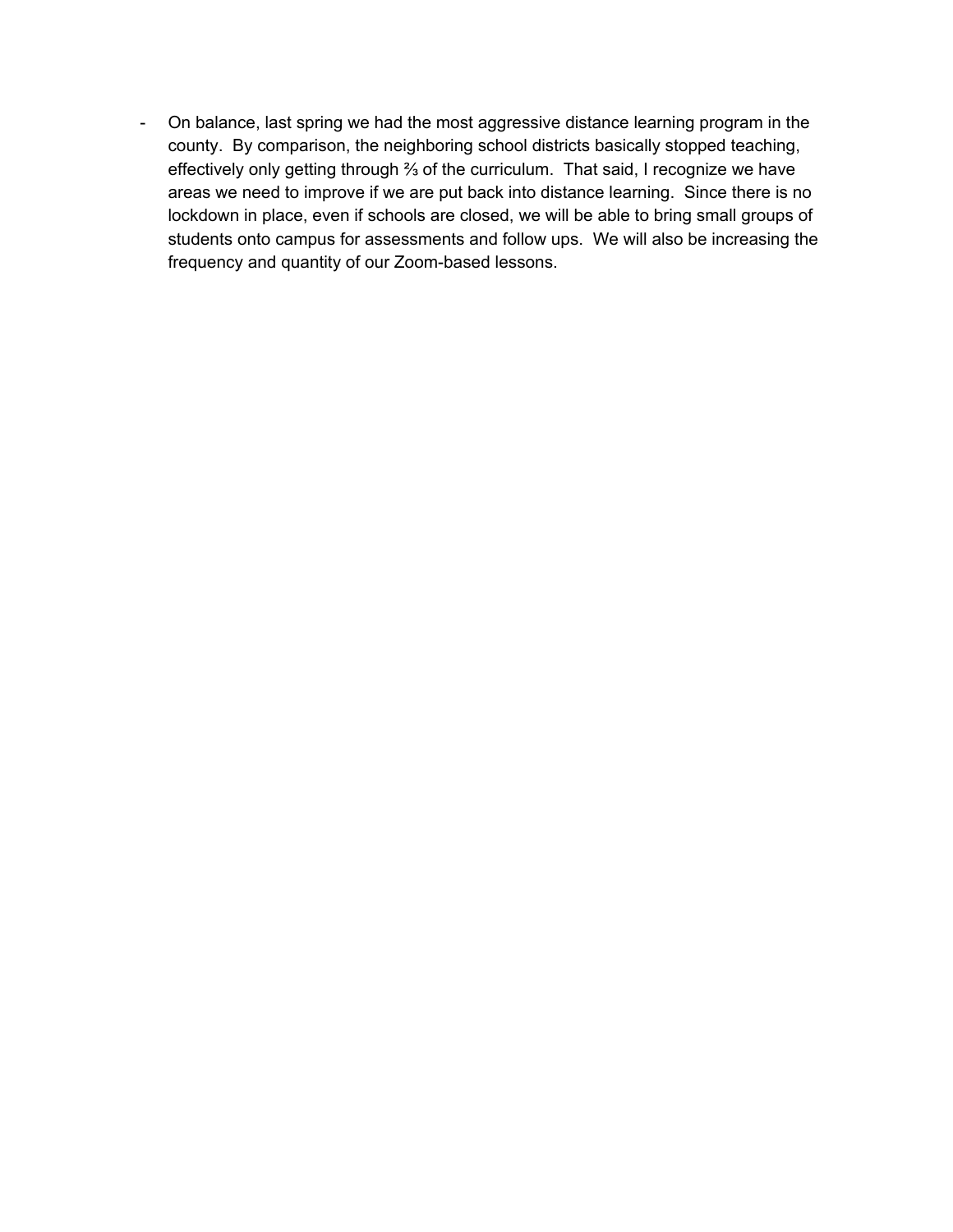- On balance, last spring we had the most aggressive distance learning program in the county. By comparison, the neighboring school districts basically stopped teaching, effectively only getting through ⅔ of the curriculum. That said, I recognize we have areas we need to improve if we are put back into distance learning. Since there is no lockdown in place, even if schools are closed, we will be able to bring small groups of students onto campus for assessments and follow ups. We will also be increasing the frequency and quantity of our Zoom-based lessons.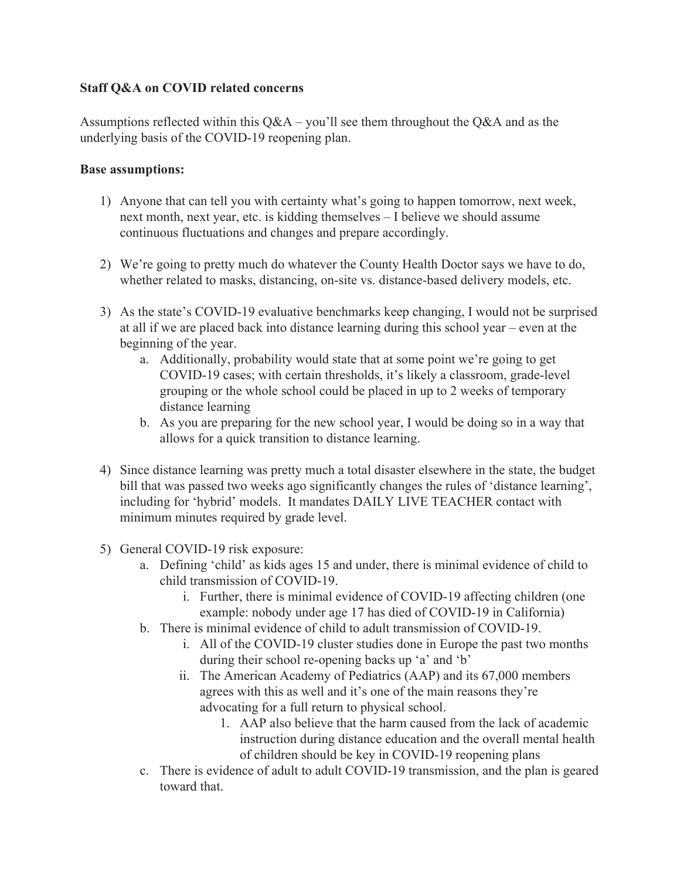**Staff Q&A on COVID related concerns**

Assumptions reflected within this Q&A – you'll see them throughout the Q&A and as the underlying basis of the COVID-19 reopening plan.

**Base assumptions:**

1) Anyone that can tell you with certainty what's going to happen tomorrow, next week, next month, next year, etc. is kidding themselves – I believe we should assume continuous fluctuations and changes and prepare accordingly.

2) We're going to pretty much do whatever the County Health Doctor says we have to do, whether related to masks, distancing, on-site vs. distance-based delivery models, etc.

3) As the state's COVID-19 evaluative benchmarks keep changing, I would not be surprised at all if we are placed back into distance learning during this school year – even at the beginning of the year.
   a. Additionally, probability would state that at some point we're going to get COVID-19 cases; with certain thresholds, it's likely a classroom, grade-level grouping or the whole school could be placed in up to 2 weeks of temporary distance learning
   b. As you are preparing for the new school year, I would be doing so in a way that allows for a quick transition to distance learning.

4) Since distance learning was pretty much a total disaster elsewhere in the state, the budget bill that was passed two weeks ago significantly changes the rules of 'distance learning', including for 'hybrid' models. It mandates DAILY LIVE TEACHER contact with minimum minutes required by grade level.

5) General COVID-19 risk exposure:
   a. Defining 'child' as kids ages 15 and under, there is minimal evidence of child to child transmission of COVID-19.
      i. Further, there is minimal evidence of COVID-19 affecting children (one example: nobody under age 17 has died of COVID-19 in California)
   b. There is minimal evidence of child to adult transmission of COVID-19.
      i. All of the COVID-19 cluster studies done in Europe the past two months during their school re-opening backs up 'a' and 'b'
      ii. The American Academy of Pediatrics (AAP) and its 67,000 members agrees with this as well and it's one of the main reasons they're advocating for a full return to physical school.
         1. AAP also believe that the harm caused from the lack of academic instruction during distance education and the overall mental health of children should be key in COVID-19 reopening plans
   c. There is evidence of adult to adult COVID-19 transmission, and the plan is geared toward that.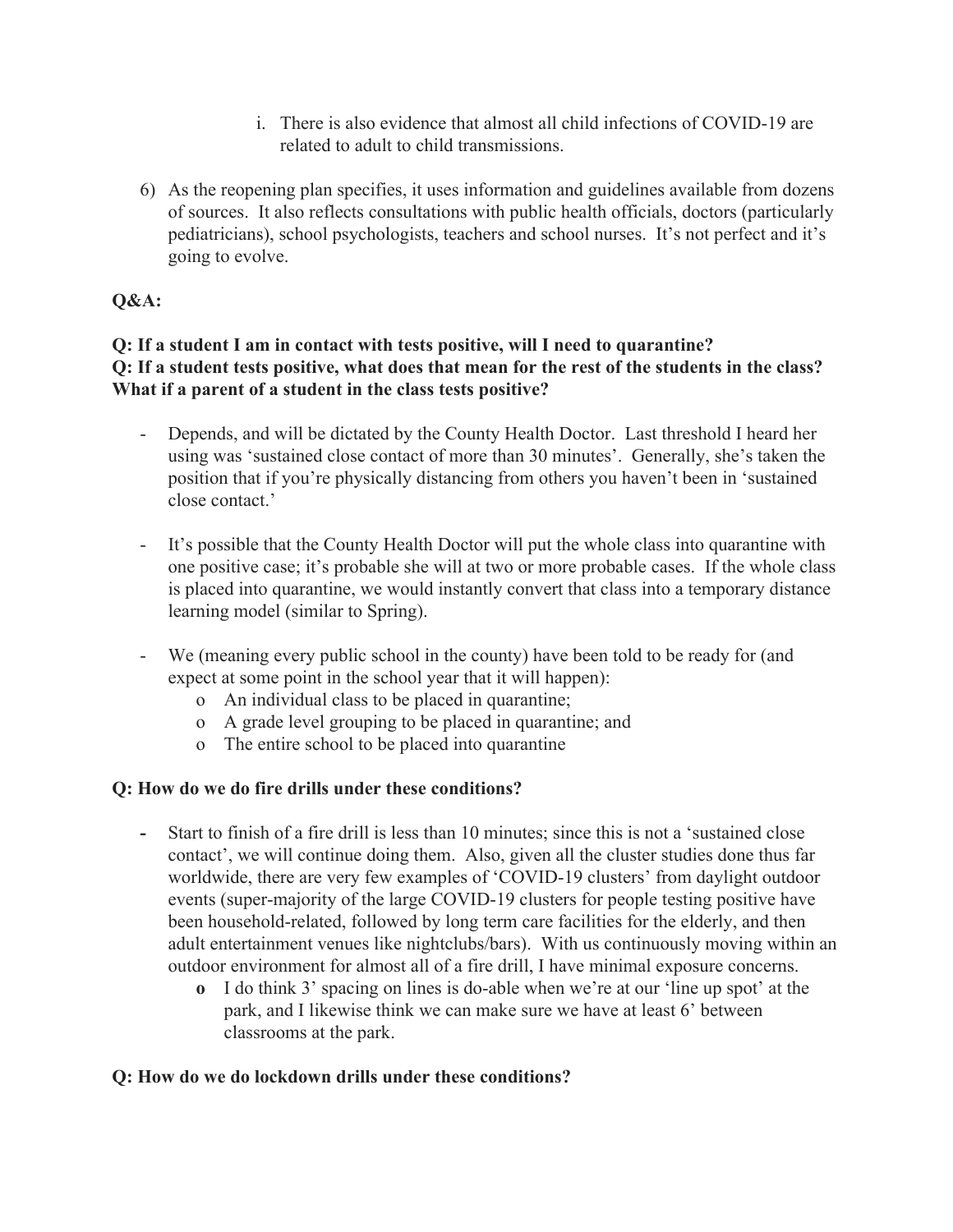i. There is also evidence that almost all child infections of COVID-19 are related to adult to child transmissions.

6) As the reopening plan specifies, it uses information and guidelines available from dozens of sources. It also reflects consultations with public health officials, doctors (particularly pediatricians), school psychologists, teachers and school nurses. It's not perfect and it's going to evolve.

**Q&A:**

**Q: If a student I am in contact with tests positive, will I need to quarantine?**
**Q: If a student tests positive, what does that mean for the rest of the students in the class? What if a parent of a student in the class tests positive?**

- Depends, and will be dictated by the County Health Doctor. Last threshold I heard her using was 'sustained close contact of more than 30 minutes'. Generally, she's taken the position that if you're physically distancing from others you haven't been in 'sustained close contact.'

- It's possible that the County Health Doctor will put the whole class into quarantine with one positive case; it's probable she will at two or more probable cases. If the whole class is placed into quarantine, we would instantly convert that class into a temporary distance learning model (similar to Spring).

- We (meaning every public school in the county) have been told to be ready for (and expect at some point in the school year that it will happen):
  - An individual class to be placed in quarantine;
  - A grade level grouping to be placed in quarantine; and
  - The entire school to be placed into quarantine

**Q: How do we do fire drills under these conditions?**

- Start to finish of a fire drill is less than 10 minutes; since this is not a 'sustained close contact', we will continue doing them. Also, given all the cluster studies done thus far worldwide, there are very few examples of 'COVID-19 clusters' from daylight outdoor events (super-majority of the large COVID-19 clusters for people testing positive have been household-related, followed by long term care facilities for the elderly, and then adult entertainment venues like nightclubs/bars). With us continuously moving within an outdoor environment for almost all of a fire drill, I have minimal exposure concerns.
  - I do think 3' spacing on lines is do-able when we're at our 'line up spot' at the park, and I likewise think we can make sure we have at least 6' between classrooms at the park.

**Q: How do we do lockdown drills under these conditions?**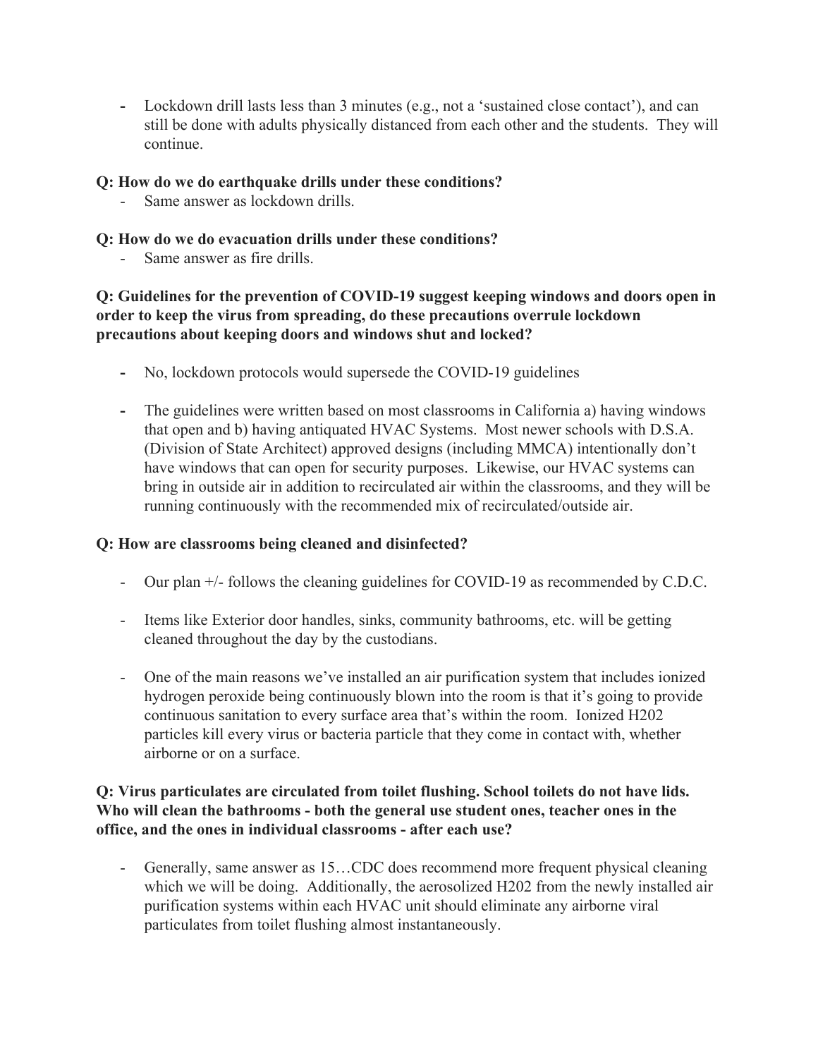- Lockdown drill lasts less than 3 minutes (e.g., not a 'sustained close contact'), and can still be done with adults physically distanced from each other and the students. They will continue.

**Q: How do we do earthquake drills under these conditions?**

- Same answer as lockdown drills.

**Q: How do we do evacuation drills under these conditions?**

- Same answer as fire drills.

**Q: Guidelines for the prevention of COVID-19 suggest keeping windows and doors open in order to keep the virus from spreading, do these precautions overrule lockdown precautions about keeping doors and windows shut and locked?**

- No, lockdown protocols would supersede the COVID-19 guidelines

- The guidelines were written based on most classrooms in California a) having windows that open and b) having antiquated HVAC Systems. Most newer schools with D.S.A. (Division of State Architect) approved designs (including MMCA) intentionally don't have windows that can open for security purposes. Likewise, our HVAC systems can bring in outside air in addition to recirculated air within the classrooms, and they will be running continuously with the recommended mix of recirculated/outside air.

**Q: How are classrooms being cleaned and disinfected?**

- Our plan +/- follows the cleaning guidelines for COVID-19 as recommended by C.D.C.

- Items like Exterior door handles, sinks, community bathrooms, etc. will be getting cleaned throughout the day by the custodians.

- One of the main reasons we've installed an air purification system that includes ionized hydrogen peroxide being continuously blown into the room is that it's going to provide continuous sanitation to every surface area that's within the room. Ionized H202 particles kill every virus or bacteria particle that they come in contact with, whether airborne or on a surface.

**Q: Virus particulates are circulated from toilet flushing. School toilets do not have lids. Who will clean the bathrooms - both the general use student ones, teacher ones in the office, and the ones in individual classrooms - after each use?**

- Generally, same answer as 15…CDC does recommend more frequent physical cleaning which we will be doing. Additionally, the aerosolized H202 from the newly installed air purification systems within each HVAC unit should eliminate any airborne viral particulates from toilet flushing almost instantaneously.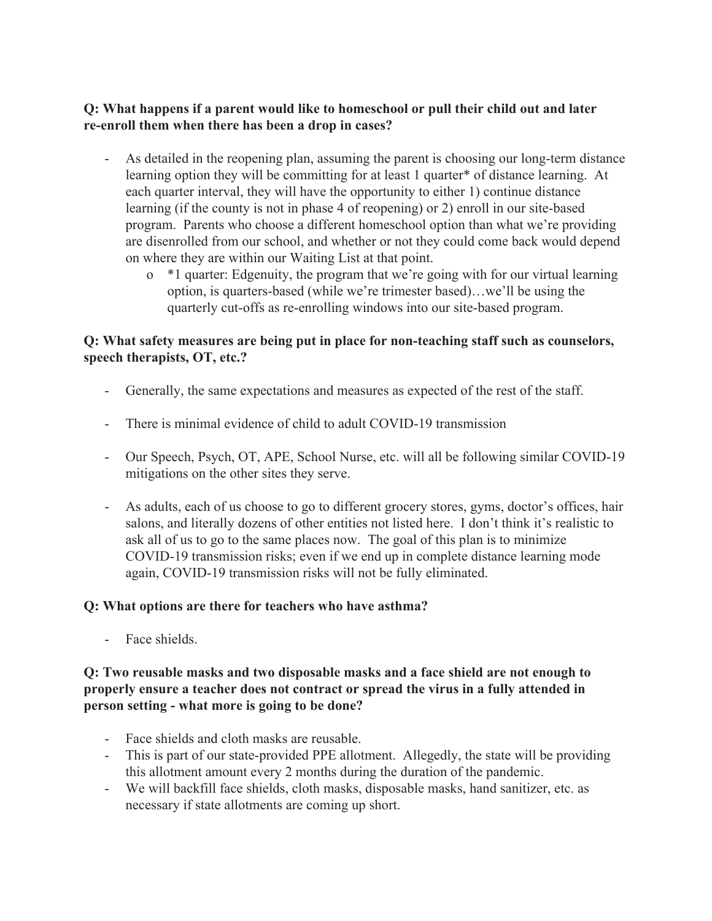**Q: What happens if a parent would like to homeschool or pull their child out and later re-enroll them when there has been a drop in cases?**

- As detailed in the reopening plan, assuming the parent is choosing our long-term distance learning option they will be committing for at least 1 quarter* of distance learning. At each quarter interval, they will have the opportunity to either 1) continue distance learning (if the county is not in phase 4 of reopening) or 2) enroll in our site-based program. Parents who choose a different homeschool option than what we're providing are disenrolled from our school, and whether or not they could come back would depend on where they are within our Waiting List at that point.
    - *1 quarter: Edgenuity, the program that we're going with for our virtual learning option, is quarters-based (while we're trimester based)…we'll be using the quarterly cut-offs as re-enrolling windows into our site-based program.

**Q: What safety measures are being put in place for non-teaching staff such as counselors, speech therapists, OT, etc.?**

- Generally, the same expectations and measures as expected of the rest of the staff.

- There is minimal evidence of child to adult COVID-19 transmission

- Our Speech, Psych, OT, APE, School Nurse, etc. will all be following similar COVID-19 mitigations on the other sites they serve.

- As adults, each of us choose to go to different grocery stores, gyms, doctor's offices, hair salons, and literally dozens of other entities not listed here. I don't think it's realistic to ask all of us to go to the same places now. The goal of this plan is to minimize COVID-19 transmission risks; even if we end up in complete distance learning mode again, COVID-19 transmission risks will not be fully eliminated.

**Q: What options are there for teachers who have asthma?**

- Face shields.

**Q: Two reusable masks and two disposable masks and a face shield are not enough to properly ensure a teacher does not contract or spread the virus in a fully attended in person setting - what more is going to be done?**

- Face shields and cloth masks are reusable.
- This is part of our state-provided PPE allotment. Allegedly, the state will be providing this allotment amount every 2 months during the duration of the pandemic.
- We will backfill face shields, cloth masks, disposable masks, hand sanitizer, etc. as necessary if state allotments are coming up short.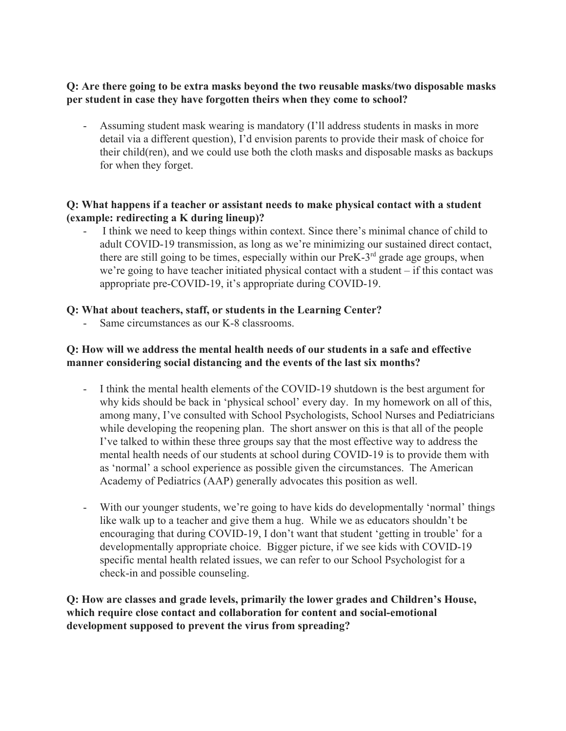**Q: Are there going to be extra masks beyond the two reusable masks/two disposable masks per student in case they have forgotten theirs when they come to school?**

- Assuming student mask wearing is mandatory (I'll address students in masks in more detail via a different question), I'd envision parents to provide their mask of choice for their child(ren), and we could use both the cloth masks and disposable masks as backups for when they forget.

**Q: What happens if a teacher or assistant needs to make physical contact with a student (example: redirecting a K during lineup)?**

- I think we need to keep things within context. Since there's minimal chance of child to adult COVID-19 transmission, as long as we're minimizing our sustained direct contact, there are still going to be times, especially within our PreK-3rd grade age groups, when we're going to have teacher initiated physical contact with a student – if this contact was appropriate pre-COVID-19, it's appropriate during COVID-19.

**Q: What about teachers, staff, or students in the Learning Center?**

- Same circumstances as our K-8 classrooms.

**Q: How will we address the mental health needs of our students in a safe and effective manner considering social distancing and the events of the last six months?**

- I think the mental health elements of the COVID-19 shutdown is the best argument for why kids should be back in 'physical school' every day. In my homework on all of this, among many, I've consulted with School Psychologists, School Nurses and Pediatricians while developing the reopening plan. The short answer on this is that all of the people I've talked to within these three groups say that the most effective way to address the mental health needs of our students at school during COVID-19 is to provide them with as 'normal' a school experience as possible given the circumstances. The American Academy of Pediatrics (AAP) generally advocates this position as well.

- With our younger students, we're going to have kids do developmentally 'normal' things like walk up to a teacher and give them a hug. While we as educators shouldn't be encouraging that during COVID-19, I don't want that student 'getting in trouble' for a developmentally appropriate choice. Bigger picture, if we see kids with COVID-19 specific mental health related issues, we can refer to our School Psychologist for a check-in and possible counseling.

**Q: How are classes and grade levels, primarily the lower grades and Children's House, which require close contact and collaboration for content and social-emotional development supposed to prevent the virus from spreading?**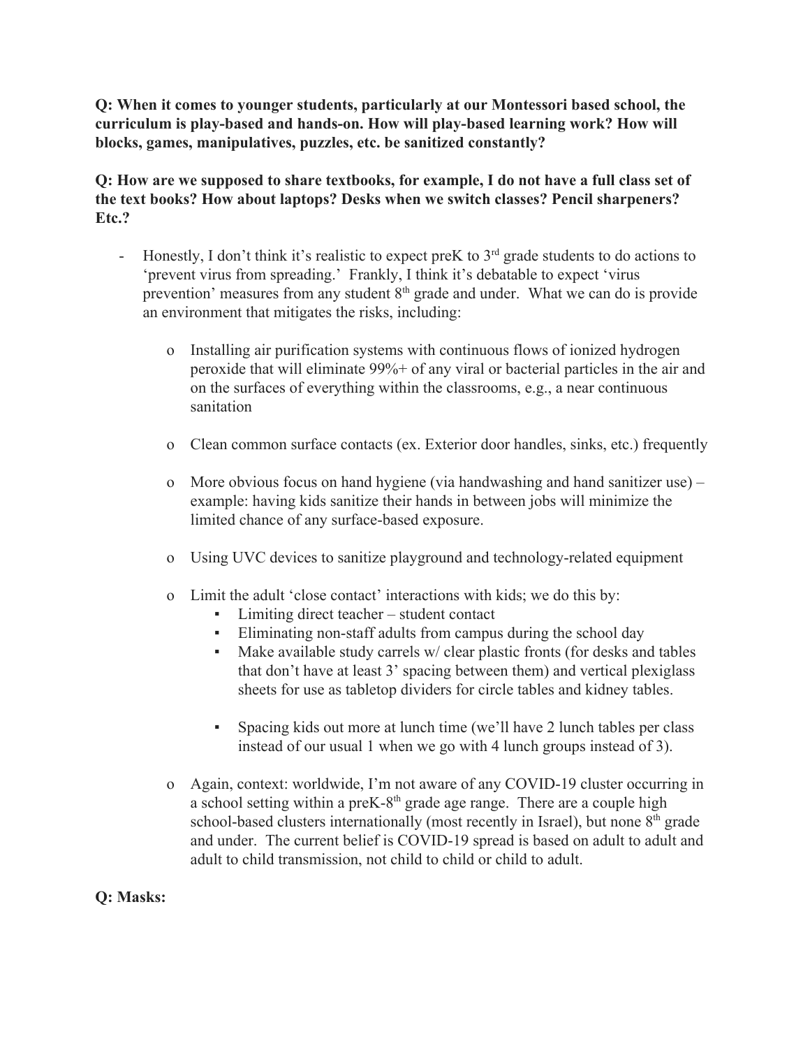**Q: When it comes to younger students, particularly at our Montessori based school, the curriculum is play-based and hands-on. How will play-based learning work? How will blocks, games, manipulatives, puzzles, etc. be sanitized constantly?**

**Q: How are we supposed to share textbooks, for example, I do not have a full class set of the text books? How about laptops? Desks when we switch classes? Pencil sharpeners? Etc.?**

- Honestly, I don't think it's realistic to expect preK to 3rd grade students to do actions to 'prevent virus from spreading.' Frankly, I think it's debatable to expect 'virus prevention' measures from any student 8th grade and under. What we can do is provide an environment that mitigates the risks, including:
    - Installing air purification systems with continuous flows of ionized hydrogen peroxide that will eliminate 99%+ of any viral or bacterial particles in the air and on the surfaces of everything within the classrooms, e.g., a near continuous sanitation
    - Clean common surface contacts (ex. Exterior door handles, sinks, etc.) frequently
    - More obvious focus on hand hygiene (via handwashing and hand sanitizer use) – example: having kids sanitize their hands in between jobs will minimize the limited chance of any surface-based exposure.
    - Using UVC devices to sanitize playground and technology-related equipment
    - Limit the adult 'close contact' interactions with kids; we do this by:
        - Limiting direct teacher – student contact
        - Eliminating non-staff adults from campus during the school day
        - Make available study carrels w/ clear plastic fronts (for desks and tables that don't have at least 3' spacing between them) and vertical plexiglass sheets for use as tabletop dividers for circle tables and kidney tables.
        - Spacing kids out more at lunch time (we'll have 2 lunch tables per class instead of our usual 1 when we go with 4 lunch groups instead of 3).
    - Again, context: worldwide, I'm not aware of any COVID-19 cluster occurring in a school setting within a preK-8th grade age range. There are a couple high school-based clusters internationally (most recently in Israel), but none 8th grade and under. The current belief is COVID-19 spread is based on adult to adult and adult to child transmission, not child to child or child to adult.

**Q: Masks:**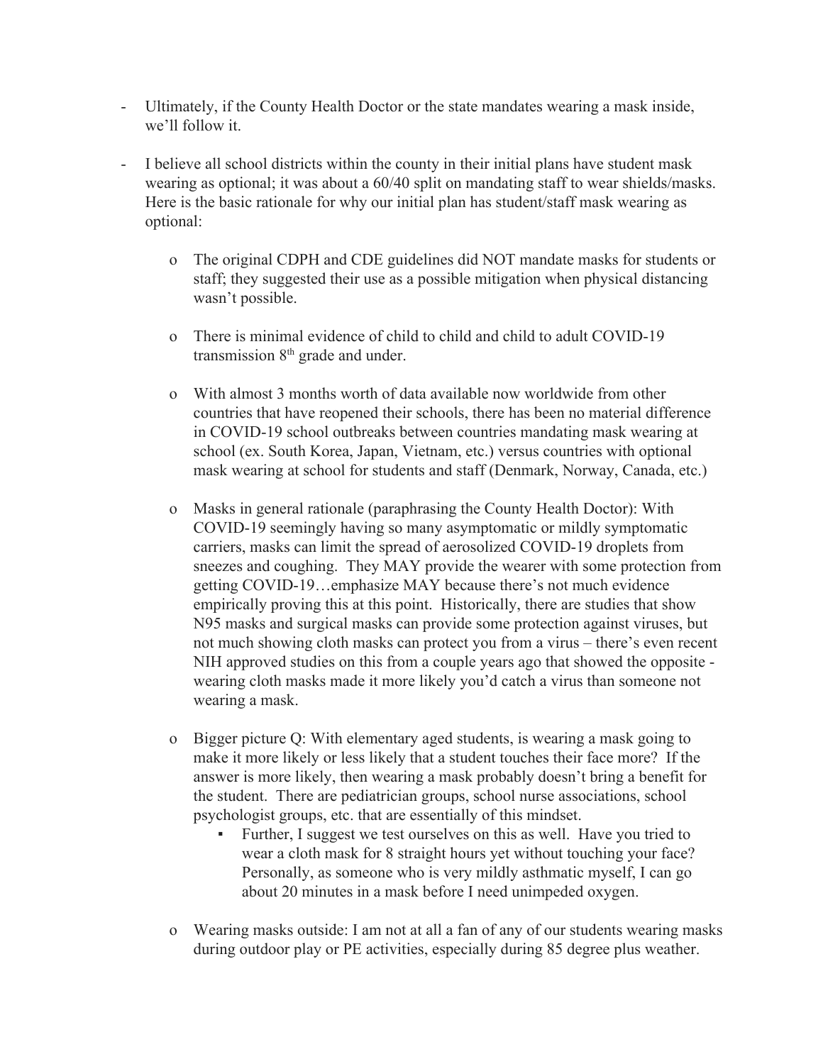- Ultimately, if the County Health Doctor or the state mandates wearing a mask inside, we'll follow it.

- I believe all school districts within the county in their initial plans have student mask wearing as optional; it was about a 60/40 split on mandating staff to wear shields/masks. Here is the basic rationale for why our initial plan has student/staff mask wearing as optional:

  - The original CDPH and CDE guidelines did NOT mandate masks for students or staff; they suggested their use as a possible mitigation when physical distancing wasn't possible.

  - There is minimal evidence of child to child and child to adult COVID-19 transmission 8th grade and under.

  - With almost 3 months worth of data available now worldwide from other countries that have reopened their schools, there has been no material difference in COVID-19 school outbreaks between countries mandating mask wearing at school (ex. South Korea, Japan, Vietnam, etc.) versus countries with optional mask wearing at school for students and staff (Denmark, Norway, Canada, etc.)

  - Masks in general rationale (paraphrasing the County Health Doctor): With COVID-19 seemingly having so many asymptomatic or mildly symptomatic carriers, masks can limit the spread of aerosolized COVID-19 droplets from sneezes and coughing. They MAY provide the wearer with some protection from getting COVID-19…emphasize MAY because there's not much evidence empirically proving this at this point. Historically, there are studies that show N95 masks and surgical masks can provide some protection against viruses, but not much showing cloth masks can protect you from a virus – there's even recent NIH approved studies on this from a couple years ago that showed the opposite - wearing cloth masks made it more likely you'd catch a virus than someone not wearing a mask.

  - Bigger picture Q: With elementary aged students, is wearing a mask going to make it more likely or less likely that a student touches their face more? If the answer is more likely, then wearing a mask probably doesn't bring a benefit for the student. There are pediatrician groups, school nurse associations, school psychologist groups, etc. that are essentially of this mindset.
    - Further, I suggest we test ourselves on this as well. Have you tried to wear a cloth mask for 8 straight hours yet without touching your face? Personally, as someone who is very mildly asthmatic myself, I can go about 20 minutes in a mask before I need unimpeded oxygen.

  - Wearing masks outside: I am not at all a fan of any of our students wearing masks during outdoor play or PE activities, especially during 85 degree plus weather.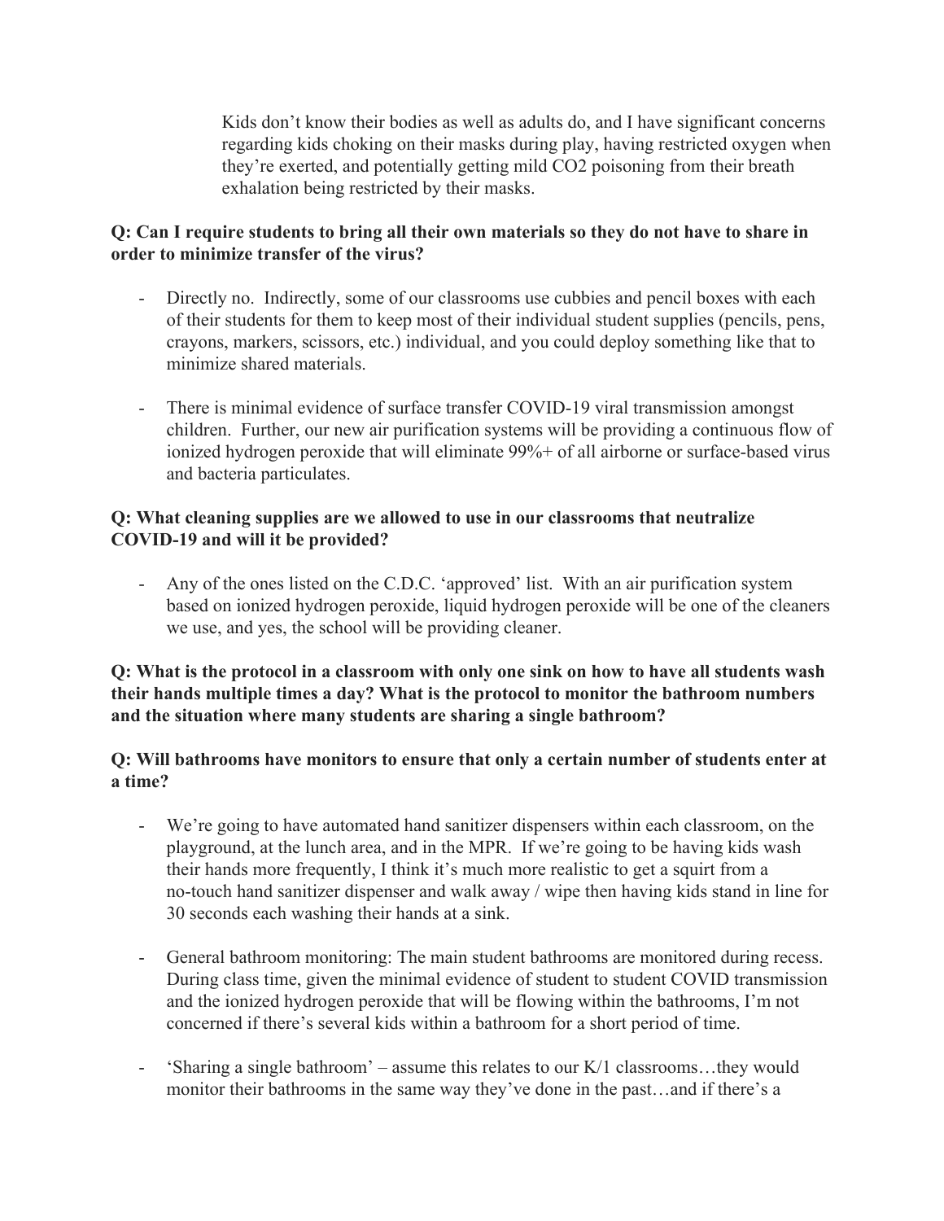Kids don't know their bodies as well as adults do, and I have significant concerns regarding kids choking on their masks during play, having restricted oxygen when they're exerted, and potentially getting mild $CO_2$ poisoning from their breath exhalation being restricted by their masks.

**Q: Can I require students to bring all their own materials so they do not have to share in order to minimize transfer of the virus?**

- Directly no. Indirectly, some of our classrooms use cubbies and pencil boxes with each of their students for them to keep most of their individual student supplies (pencils, pens, crayons, markers, scissors, etc.) individual, and you could deploy something like that to minimize shared materials.

- There is minimal evidence of surface transfer COVID-19 viral transmission amongst children. Further, our new air purification systems will be providing a continuous flow of ionized hydrogen peroxide that will eliminate 99%+ of all airborne or surface-based virus and bacteria particulates.

**Q: What cleaning supplies are we allowed to use in our classrooms that neutralize COVID-19 and will it be provided?**

- Any of the ones listed on the C.D.C. 'approved' list. With an air purification system based on ionized hydrogen peroxide, liquid hydrogen peroxide will be one of the cleaners we use, and yes, the school will be providing cleaner.

**Q: What is the protocol in a classroom with only one sink on how to have all students wash their hands multiple times a day? What is the protocol to monitor the bathroom numbers and the situation where many students are sharing a single bathroom?**

**Q: Will bathrooms have monitors to ensure that only a certain number of students enter at a time?**

- We're going to have automated hand sanitizer dispensers within each classroom, on the playground, at the lunch area, and in the MPR. If we're going to be having kids wash their hands more frequently, I think it's much more realistic to get a squirt from a no-touch hand sanitizer dispenser and walk away / wipe then having kids stand in line for 30 seconds each washing their hands at a sink.

- General bathroom monitoring: The main student bathrooms are monitored during recess. During class time, given the minimal evidence of student to student COVID transmission and the ionized hydrogen peroxide that will be flowing within the bathrooms, I'm not concerned if there's several kids within a bathroom for a short period of time.

- 'Sharing a single bathroom' – assume this relates to our K/1 classrooms…they would monitor their bathrooms in the same way they've done in the past…and if there's a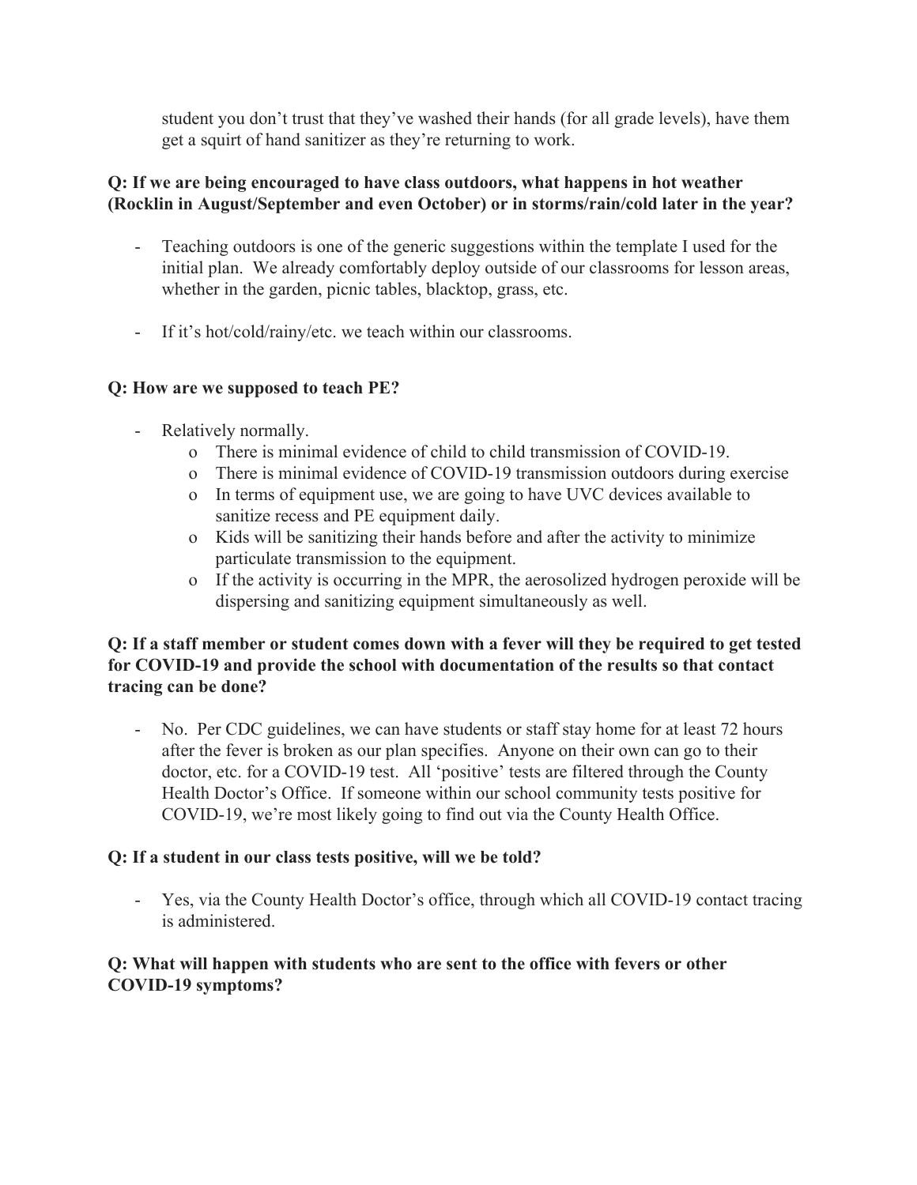student you don't trust that they've washed their hands (for all grade levels), have them get a squirt of hand sanitizer as they're returning to work.

**Q: If we are being encouraged to have class outdoors, what happens in hot weather (Rocklin in August/September and even October) or in storms/rain/cold later in the year?**

- Teaching outdoors is one of the generic suggestions within the template I used for the initial plan. We already comfortably deploy outside of our classrooms for lesson areas, whether in the garden, picnic tables, blacktop, grass, etc.

- If it's hot/cold/rainy/etc. we teach within our classrooms.

**Q: How are we supposed to teach PE?**

- Relatively normally.
  - There is minimal evidence of child to child transmission of COVID-19.
  - There is minimal evidence of COVID-19 transmission outdoors during exercise
  - In terms of equipment use, we are going to have UVC devices available to sanitize recess and PE equipment daily.
  - Kids will be sanitizing their hands before and after the activity to minimize particulate transmission to the equipment.
  - If the activity is occurring in the MPR, the aerosolized hydrogen peroxide will be dispersing and sanitizing equipment simultaneously as well.

**Q: If a staff member or student comes down with a fever will they be required to get tested for COVID-19 and provide the school with documentation of the results so that contact tracing can be done?**

- No. Per CDC guidelines, we can have students or staff stay home for at least 72 hours after the fever is broken as our plan specifies. Anyone on their own can go to their doctor, etc. for a COVID-19 test. All 'positive' tests are filtered through the County Health Doctor's Office. If someone within our school community tests positive for COVID-19, we're most likely going to find out via the County Health Office.

**Q: If a student in our class tests positive, will we be told?**

- Yes, via the County Health Doctor's office, through which all COVID-19 contact tracing is administered.

**Q: What will happen with students who are sent to the office with fevers or other COVID-19 symptoms?**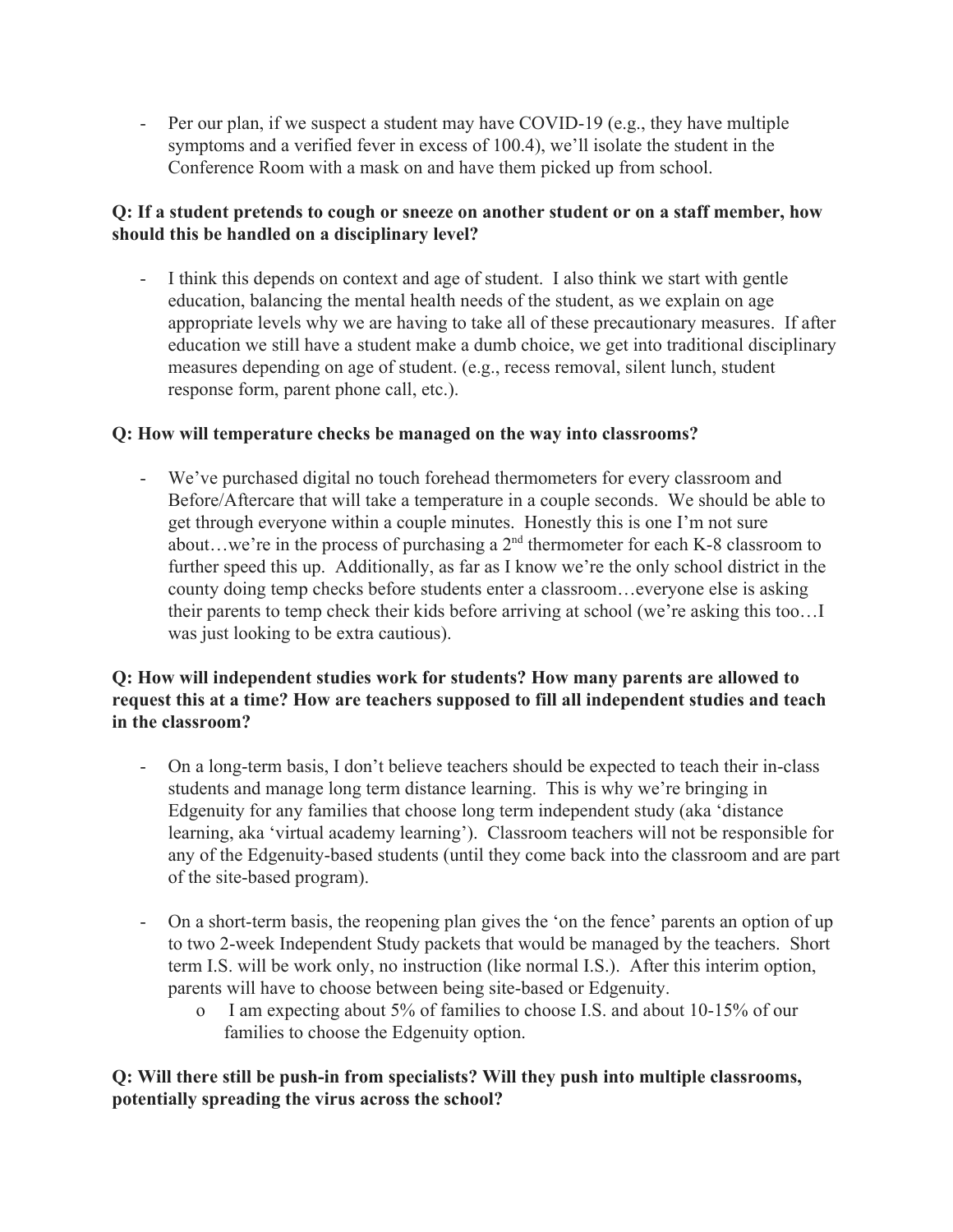- Per our plan, if we suspect a student may have COVID-19 (e.g., they have multiple symptoms and a verified fever in excess of 100.4), we'll isolate the student in the Conference Room with a mask on and have them picked up from school.

**Q: If a student pretends to cough or sneeze on another student or on a staff member, how should this be handled on a disciplinary level?**

- I think this depends on context and age of student. I also think we start with gentle education, balancing the mental health needs of the student, as we explain on age appropriate levels why we are having to take all of these precautionary measures. If after education we still have a student make a dumb choice, we get into traditional disciplinary measures depending on age of student. (e.g., recess removal, silent lunch, student response form, parent phone call, etc.).

**Q: How will temperature checks be managed on the way into classrooms?**

- We've purchased digital no touch forehead thermometers for every classroom and Before/Aftercare that will take a temperature in a couple seconds. We should be able to get through everyone within a couple minutes. Honestly this is one I'm not sure about…we're in the process of purchasing a 2nd thermometer for each K-8 classroom to further speed this up. Additionally, as far as I know we're the only school district in the county doing temp checks before students enter a classroom…everyone else is asking their parents to temp check their kids before arriving at school (we're asking this too…I was just looking to be extra cautious).

**Q: How will independent studies work for students? How many parents are allowed to request this at a time? How are teachers supposed to fill all independent studies and teach in the classroom?**

- On a long-term basis, I don't believe teachers should be expected to teach their in-class students and manage long term distance learning. This is why we're bringing in Edgenuity for any families that choose long term independent study (aka 'distance learning, aka 'virtual academy learning'). Classroom teachers will not be responsible for any of the Edgenuity-based students (until they come back into the classroom and are part of the site-based program).

- On a short-term basis, the reopening plan gives the 'on the fence' parents an option of up to two 2-week Independent Study packets that would be managed by the teachers. Short term I.S. will be work only, no instruction (like normal I.S.). After this interim option, parents will have to choose between being site-based or Edgenuity.
    - I am expecting about 5% of families to choose I.S. and about 10-15% of our families to choose the Edgenuity option.

**Q: Will there still be push-in from specialists? Will they push into multiple classrooms, potentially spreading the virus across the school?**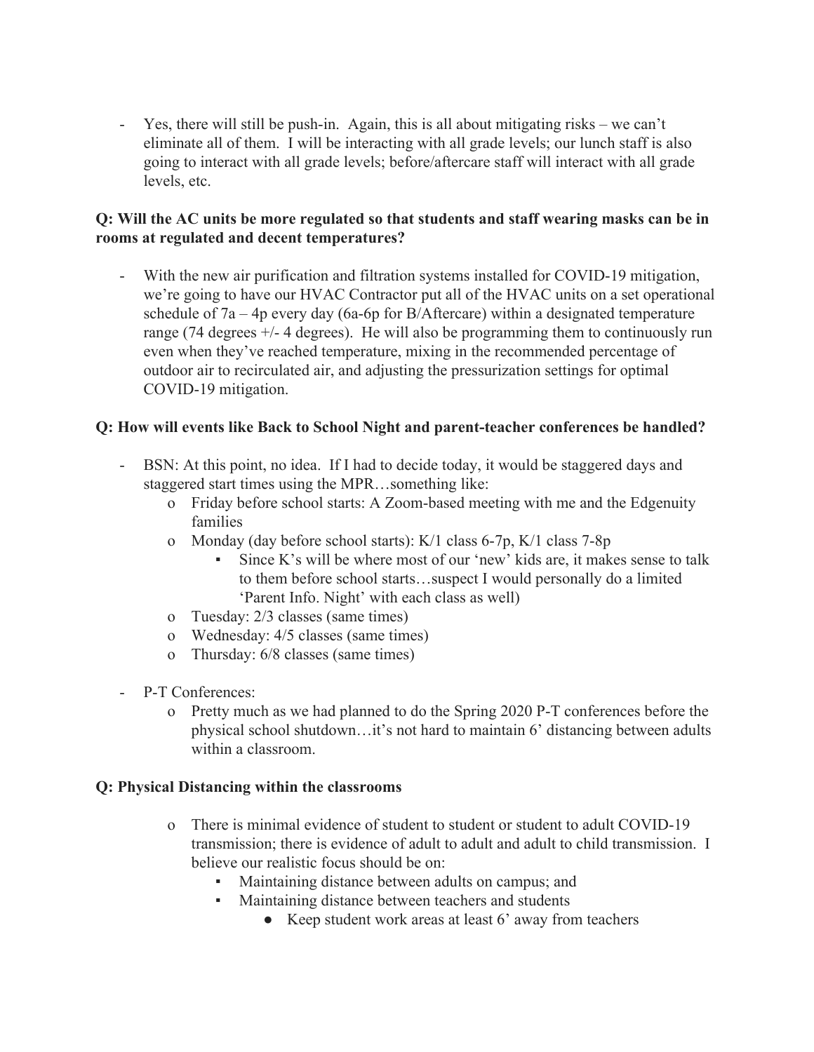- Yes, there will still be push-in. Again, this is all about mitigating risks – we can't eliminate all of them. I will be interacting with all grade levels; our lunch staff is also going to interact with all grade levels; before/aftercare staff will interact with all grade levels, etc.

**Q: Will the AC units be more regulated so that students and staff wearing masks can be in rooms at regulated and decent temperatures?**

- With the new air purification and filtration systems installed for COVID-19 mitigation, we're going to have our HVAC Contractor put all of the HVAC units on a set operational schedule of 7a – 4p every day (6a-6p for B/Aftercare) within a designated temperature range (74 degrees +/- 4 degrees). He will also be programming them to continuously run even when they've reached temperature, mixing in the recommended percentage of outdoor air to recirculated air, and adjusting the pressurization settings for optimal COVID-19 mitigation.

**Q: How will events like Back to School Night and parent-teacher conferences be handled?**

- BSN: At this point, no idea. If I had to decide today, it would be staggered days and staggered start times using the MPR…something like:
  - Friday before school starts: A Zoom-based meeting with me and the Edgenuity families
  - Monday (day before school starts): K/1 class 6-7p, K/1 class 7-8p
    - Since K's will be where most of our 'new' kids are, it makes sense to talk to them before school starts…suspect I would personally do a limited 'Parent Info. Night' with each class as well)
  - Tuesday: 2/3 classes (same times)
  - Wednesday: 4/5 classes (same times)
  - Thursday: 6/8 classes (same times)
- P-T Conferences:
  - Pretty much as we had planned to do the Spring 2020 P-T conferences before the physical school shutdown…it's not hard to maintain 6' distancing between adults within a classroom.

**Q: Physical Distancing within the classrooms**

- There is minimal evidence of student to student or student to adult COVID-19 transmission; there is evidence of adult to adult and adult to child transmission. I believe our realistic focus should be on:
  - Maintaining distance between adults on campus; and
  - Maintaining distance between teachers and students
    - Keep student work areas at least 6' away from teachers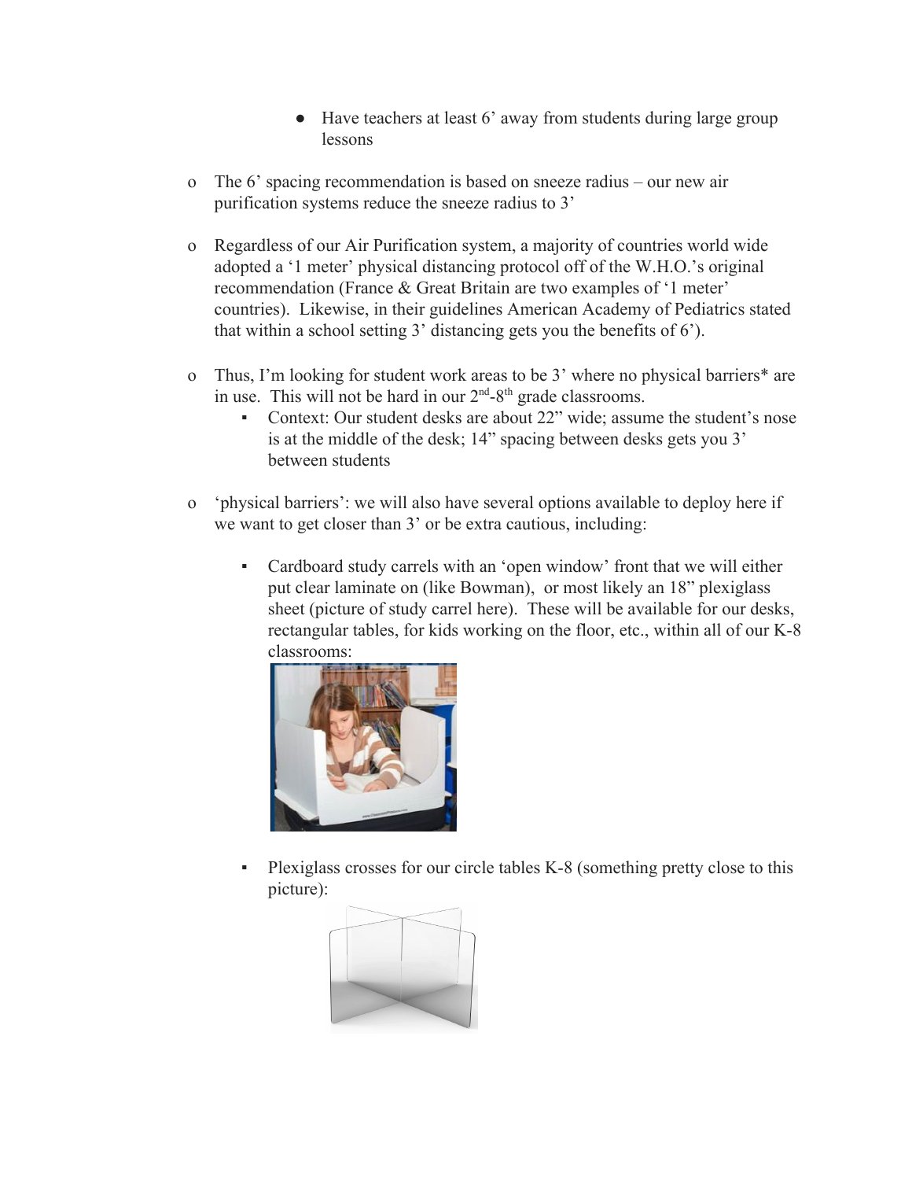- Have teachers at least 6' away from students during large group lessons

- The 6' spacing recommendation is based on sneeze radius – our new air purification systems reduce the sneeze radius to 3'

- Regardless of our Air Purification system, a majority of countries world wide adopted a '1 meter' physical distancing protocol off of the W.H.O.'s original recommendation (France & Great Britain are two examples of '1 meter' countries). Likewise, in their guidelines American Academy of Pediatrics stated that within a school setting 3' distancing gets you the benefits of 6').

- Thus, I'm looking for student work areas to be 3' where no physical barriers* are in use. This will not be hard in our 2nd-8th grade classrooms.
  - Context: Our student desks are about 22" wide; assume the student's nose is at the middle of the desk; 14" spacing between desks gets you 3' between students

- 'physical barriers': we will also have several options available to deploy here if we want to get closer than 3' or be extra cautious, including:

  - Cardboard study carrels with an 'open window' front that we will either put clear laminate on (like Bowman), or most likely an 18" plexiglass sheet (picture of study carrel here). These will be available for our desks, rectangular tables, for kids working on the floor, etc., within all of our K-8 classrooms:

  - Plexiglass crosses for our circle tables K-8 (something pretty close to this picture):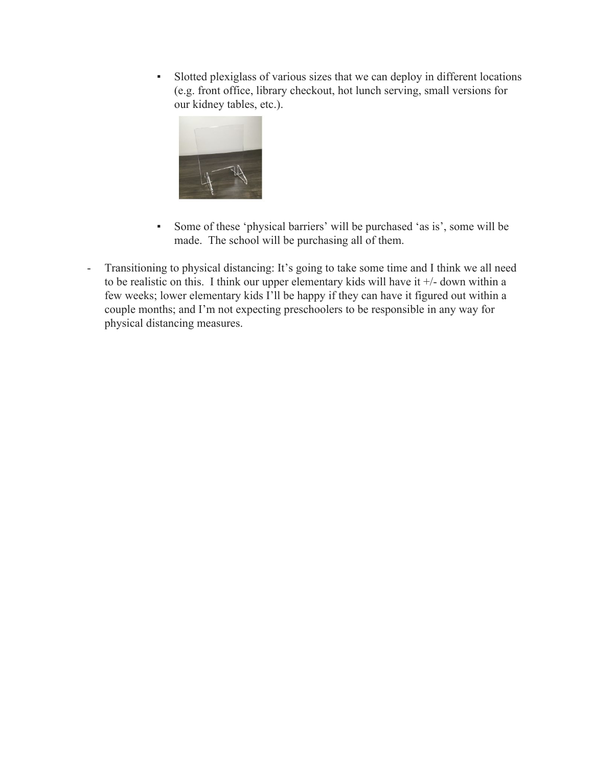- Slotted plexiglass of various sizes that we can deploy in different locations (e.g. front office, library checkout, hot lunch serving, small versions for our kidney tables, etc.).

   - Some of these 'physical barriers' will be purchased 'as is', some will be made. The school will be purchasing all of them.

- Transitioning to physical distancing: It's going to take some time and I think we all need to be realistic on this. I think our upper elementary kids will have it +/- down within a few weeks; lower elementary kids I'll be happy if they can have it figured out within a couple months; and I'm not expecting preschoolers to be responsible in any way for physical distancing measures.